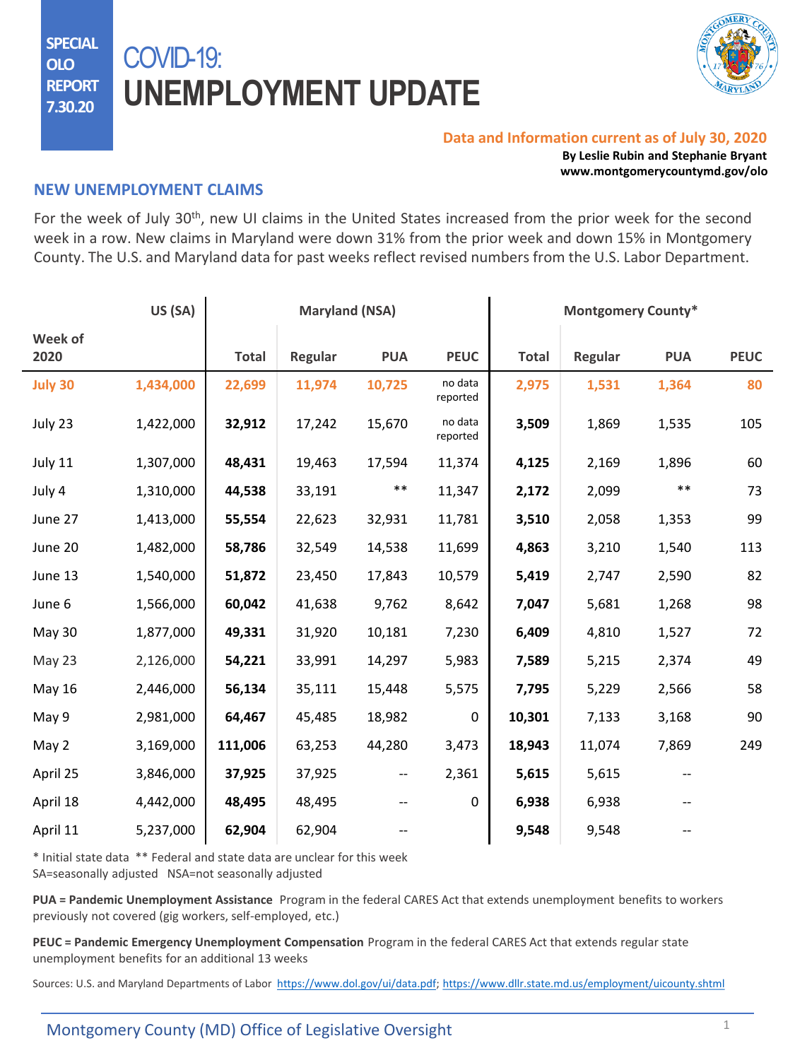SPECIAL OLO REPORT 7.30.20

# COVID-19: UNEMPLOYMENT UPDATE

**Data and Information current as of July 30, 2020**

**By Leslie Rubin and Stephanie Bryant**
**www.montgomerycountymd.gov/olo**

## NEW UNEMPLOYMENT CLAIMS

For the week of July 30th, new UI claims in the United States increased from the prior week for the second week in a row. New claims in Maryland were down 31% from the prior week and down 15% in Montgomery County. The U.S. and Maryland data for past weeks reflect revised numbers from the U.S. Labor Department.

| | US (SA) | Maryland (NSA) | | | | Montgomery County* | | | |
|---|---|---|---|---|---|---|---|---|---|
| Week of 2020 | | Total | Regular | PUA | PEUC | Total | Regular | PUA | PEUC |
| **July 30** | **1,434,000** | **22,699** | **11,974** | **10,725** | no data reported | **2,975** | **1,531** | **1,364** | **80** |
| July 23 | 1,422,000 | **32,912** | 17,242 | 15,670 | no data reported | **3,509** | 1,869 | 1,535 | 105 |
| July 11 | 1,307,000 | **48,431** | 19,463 | 17,594 | 11,374 | **4,125** | 2,169 | 1,896 | 60 |
| July 4 | 1,310,000 | **44,538** | 33,191 | ** | 11,347 | **2,172** | 2,099 | ** | 73 |
| June 27 | 1,413,000 | **55,554** | 22,623 | 32,931 | 11,781 | **3,510** | 2,058 | 1,353 | 99 |
| June 20 | 1,482,000 | **58,786** | 32,549 | 14,538 | 11,699 | **4,863** | 3,210 | 1,540 | 113 |
| June 13 | 1,540,000 | **51,872** | 23,450 | 17,843 | 10,579 | **5,419** | 2,747 | 2,590 | 82 |
| June 6 | 1,566,000 | **60,042** | 41,638 | 9,762 | 8,642 | **7,047** | 5,681 | 1,268 | 98 |
| May 30 | 1,877,000 | **49,331** | 31,920 | 10,181 | 7,230 | **6,409** | 4,810 | 1,527 | 72 |
| May 23 | 2,126,000 | **54,221** | 33,991 | 14,297 | 5,983 | **7,589** | 5,215 | 2,374 | 49 |
| May 16 | 2,446,000 | **56,134** | 35,111 | 15,448 | 5,575 | **7,795** | 5,229 | 2,566 | 58 |
| May 9 | 2,981,000 | **64,467** | 45,485 | 18,982 | 0 | **10,301** | 7,133 | 3,168 | 90 |
| May 2 | 3,169,000 | **111,006** | 63,253 | 44,280 | 3,473 | **18,943** | 11,074 | 7,869 | 249 |
| April 25 | 3,846,000 | **37,925** | 37,925 | -- | 2,361 | **5,615** | 5,615 | -- | |
| April 18 | 4,442,000 | **48,495** | 48,495 | -- | 0 | **6,938** | 6,938 | -- | |
| April 11 | 5,237,000 | **62,904** | 62,904 | -- | | **9,548** | 9,548 | -- | |

\* Initial state data ** Federal and state data are unclear for this week
SA=seasonally adjusted NSA=not seasonally adjusted

**PUA = Pandemic Unemployment Assistance** Program in the federal CARES Act that extends unemployment benefits to workers previously not covered (gig workers, self-employed, etc.)

**PEUC = Pandemic Emergency Unemployment Compensation** Program in the federal CARES Act that extends regular state unemployment benefits for an additional 13 weeks

Sources: U.S. and Maryland Departments of Labor https://www.dol.gov/ui/data.pdf; https://www.dllr.state.md.us/employment/uicounty.shtml

Montgomery County (MD) Office of Legislative Oversight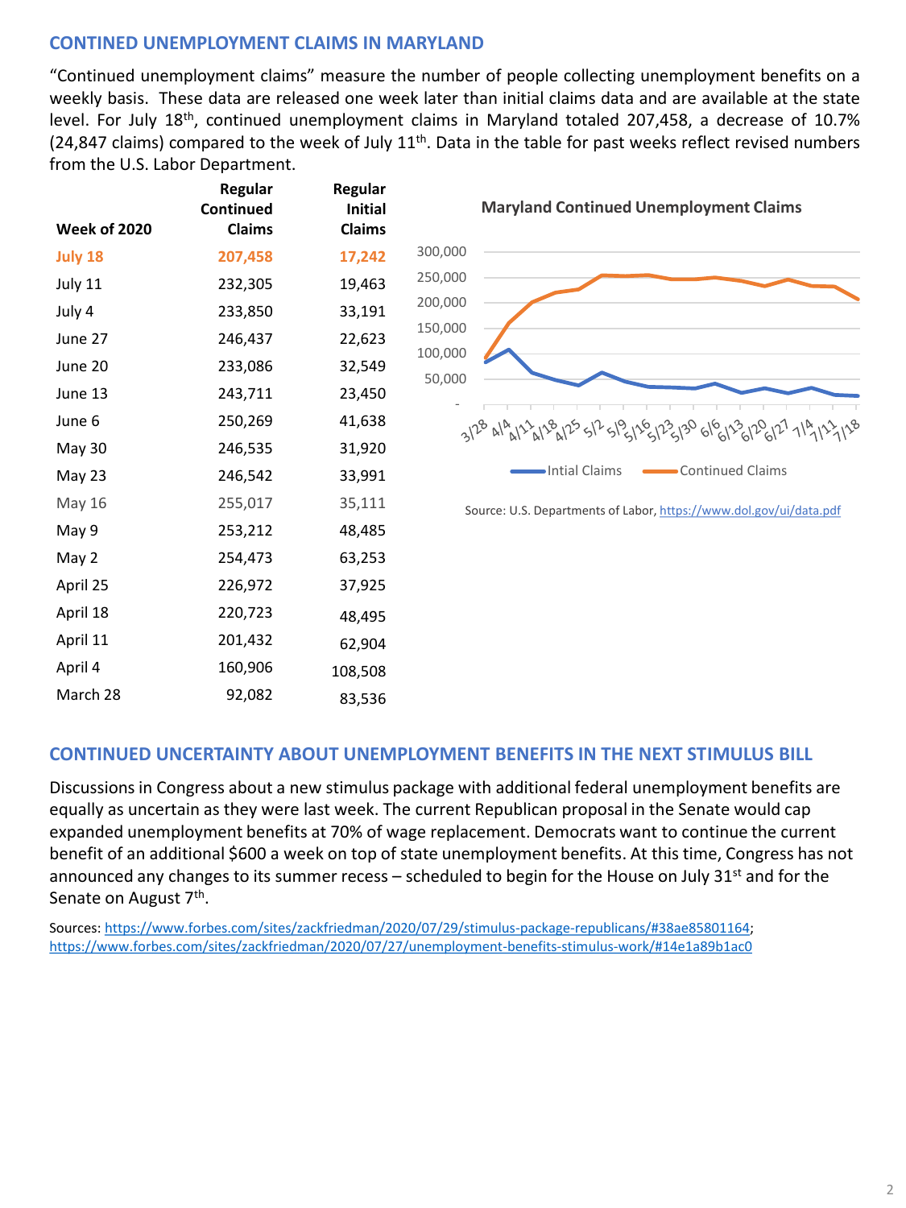## CONTINED UNEMPLOYMENT CLAIMS IN MARYLAND

"Continued unemployment claims" measure the number of people collecting unemployment benefits on a weekly basis. These data are released one week later than initial claims data and are available at the state level. For July 18th, continued unemployment claims in Maryland totaled 207,458, a decrease of 10.7% (24,847 claims) compared to the week of July 11th. Data in the table for past weeks reflect revised numbers from the U.S. Labor Department.

| Week of 2020 | Regular Continued Claims | Regular Initial Claims |
|---|---|---|
| **July 18** | **207,458** | **17,242** |
| July 11 | 232,305 | 19,463 |
| July 4 | 233,850 | 33,191 |
| June 27 | 246,437 | 22,623 |
| June 20 | 233,086 | 32,549 |
| June 13 | 243,711 | 23,450 |
| June 6 | 250,269 | 41,638 |
| May 30 | 246,535 | 31,920 |
| May 23 | 246,542 | 33,991 |
| May 16 | 255,017 | 35,111 |
| May 9 | 253,212 | 48,485 |
| May 2 | 254,473 | 63,253 |
| April 25 | 226,972 | 37,925 |
| April 18 | 220,723 | 48,495 |
| April 11 | 201,432 | 62,904 |
| April 4 | 160,906 | 108,508 |
| March 28 | 92,082 | 83,536 |

**Maryland Continued Unemployment Claims**

300,000
250,000
200,000
150,000
100,000
50,000
-

3/28 4/4 4/11 4/18 4/25 5/2 5/9 5/16 5/23 5/30 6/6 6/13 6/20 6/27 7/4 7/11 7/18

Intial Claims   Continued Claims

Source: U.S. Departments of Labor, https://www.dol.gov/ui/data.pdf

## CONTINUED UNCERTAINTY ABOUT UNEMPLOYMENT BENEFITS IN THE NEXT STIMULUS BILL

Discussions in Congress about a new stimulus package with additional federal unemployment benefits are equally as uncertain as they were last week. The current Republican proposal in the Senate would cap expanded unemployment benefits at 70% of wage replacement. Democrats want to continue the current benefit of an additional $600 a week on top of state unemployment benefits. At this time, Congress has not announced any changes to its summer recess – scheduled to begin for the House on July 31st and for the Senate on August 7th.

Sources: https://www.forbes.com/sites/zackfriedman/2020/07/29/stimulus-package-republicans/#38ae85801164; https://www.forbes.com/sites/zackfriedman/2020/07/27/unemployment-benefits-stimulus-work/#14e1a89b1ac0